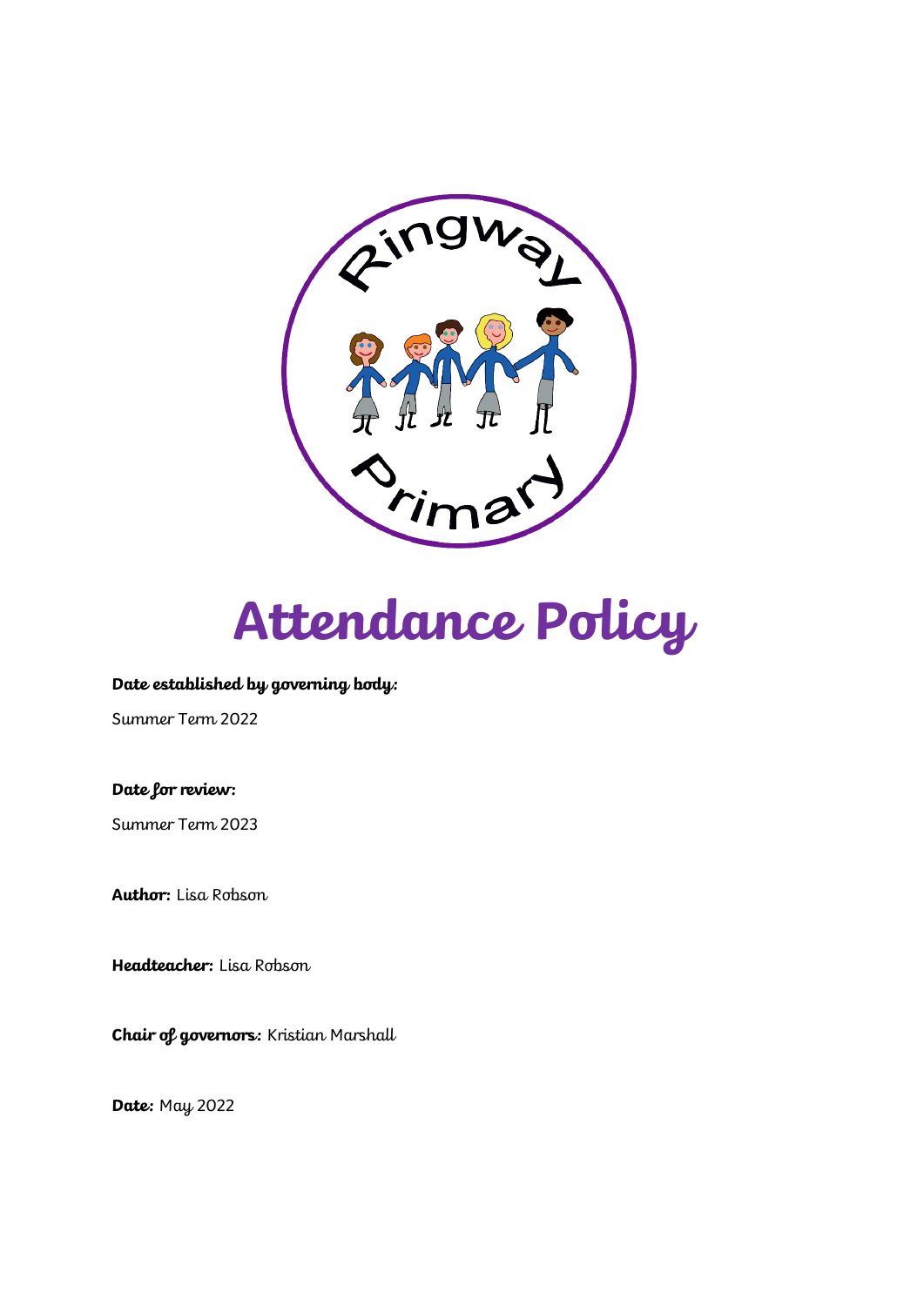# Attendance Policy

**Date established by governing body:**

Summer Term 2022

**Date for review:**

Summer Term 2023

**Author:** Lisa Robson

**Headteacher:** Lisa Robson

**Chair of governors:** Kristian Marshall

**Date:** May 2022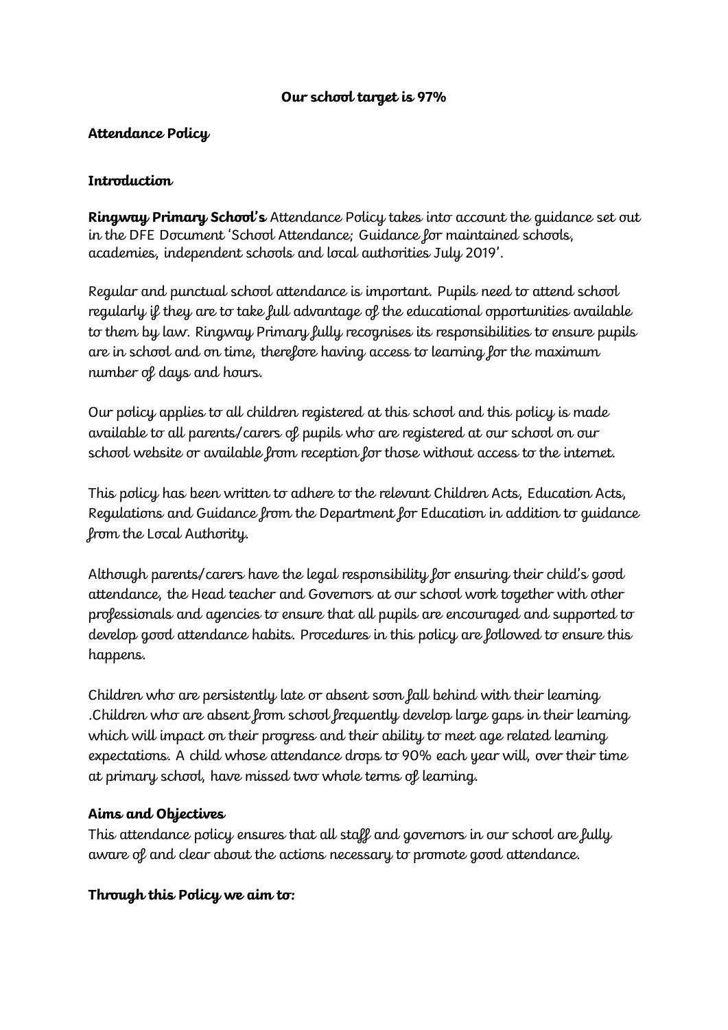**Our school target is 97%**

**Attendance Policy**

**Introduction**

**Ringway Primary School's** Attendance Policy takes into account the guidance set out in the DFE Document 'School Attendance; Guidance for maintained schools, academies, independent schools and local authorities July 2019'.

Regular and punctual school attendance is important. Pupils need to attend school regularly if they are to take full advantage of the educational opportunities available to them by law. Ringway Primary fully recognises its responsibilities to ensure pupils are in school and on time, therefore having access to learning for the maximum number of days and hours.

Our policy applies to all children registered at this school and this policy is made available to all parents/carers of pupils who are registered at our school on our school website or available from reception for those without access to the internet.

This policy has been written to adhere to the relevant Children Acts, Education Acts, Regulations and Guidance from the Department for Education in addition to guidance from the Local Authority.

Although parents/carers have the legal responsibility for ensuring their child's good attendance, the Head teacher and Governors at our school work together with other professionals and agencies to ensure that all pupils are encouraged and supported to develop good attendance habits. Procedures in this policy are followed to ensure this happens.

Children who are persistently late or absent soon fall behind with their learning .Children who are absent from school frequently develop large gaps in their learning which will impact on their progress and their ability to meet age related learning expectations. A child whose attendance drops to 90% each year will, over their time at primary school, have missed two whole terms of learning.

**Aims and Objectives**

This attendance policy ensures that all staff and governors in our school are fully aware of and clear about the actions necessary to promote good attendance.

**Through this Policy we aim to:**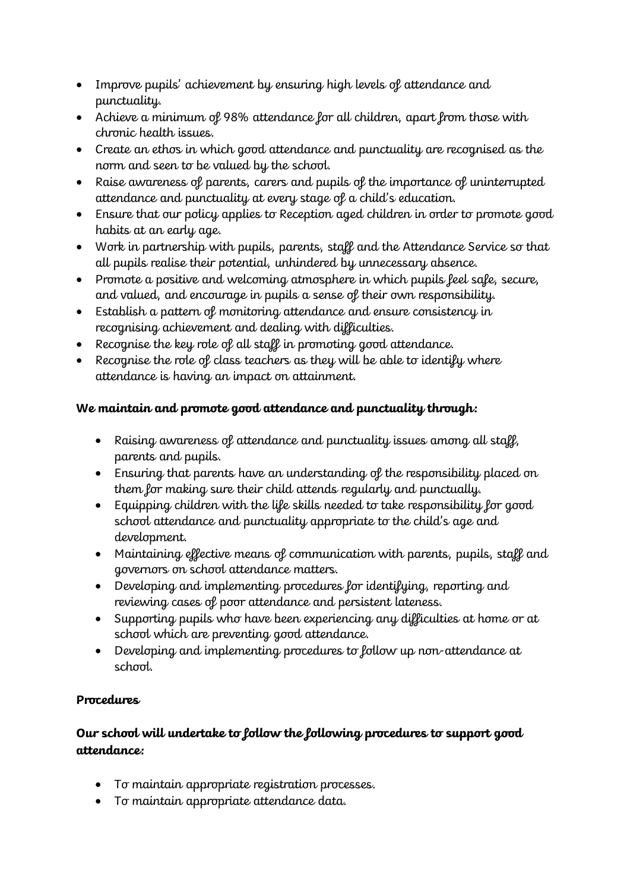- Improve pupils' achievement by ensuring high levels of attendance and punctuality.
- Achieve a minimum of 98% attendance for all children, apart from those with chronic health issues.
- Create an ethos in which good attendance and punctuality are recognised as the norm and seen to be valued by the school.
- Raise awareness of parents, carers and pupils of the importance of uninterrupted attendance and punctuality at every stage of a child's education.
- Ensure that our policy applies to Reception aged children in order to promote good habits at an early age.
- Work in partnership with pupils, parents, staff and the Attendance Service so that all pupils realise their potential, unhindered by unnecessary absence.
- Promote a positive and welcoming atmosphere in which pupils feel safe, secure, and valued, and encourage in pupils a sense of their own responsibility.
- Establish a pattern of monitoring attendance and ensure consistency in recognising achievement and dealing with difficulties.
- Recognise the key role of all staff in promoting good attendance.
- Recognise the role of class teachers as they will be able to identify where attendance is having an impact on attainment.

**We maintain and promote good attendance and punctuality through:**

- Raising awareness of attendance and punctuality issues among all staff, parents and pupils.
- Ensuring that parents have an understanding of the responsibility placed on them for making sure their child attends regularly and punctually.
- Equipping children with the life skills needed to take responsibility for good school attendance and punctuality appropriate to the child's age and development.
- Maintaining effective means of communication with parents, pupils, staff and governors on school attendance matters.
- Developing and implementing procedures for identifying, reporting and reviewing cases of poor attendance and persistent lateness.
- Supporting pupils who have been experiencing any difficulties at home or at school which are preventing good attendance.
- Developing and implementing procedures to follow up non-attendance at school.

**Procedures**

**Our school will undertake to follow the following procedures to support good attendance:**

- To maintain appropriate registration processes.
- To maintain appropriate attendance data.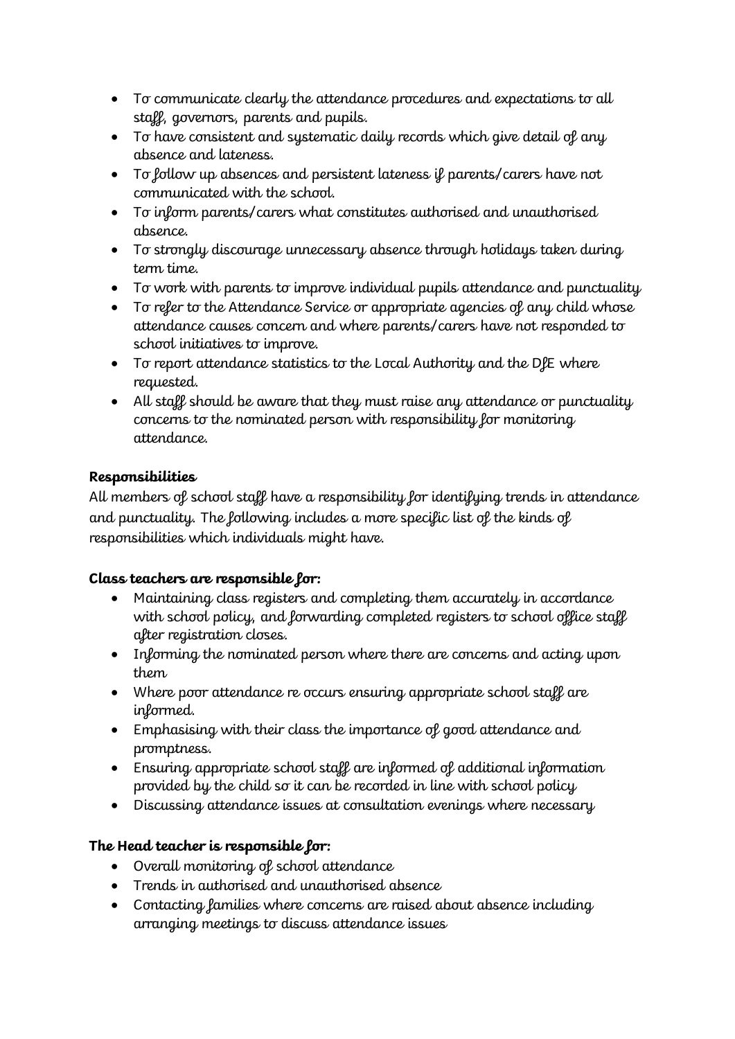- To communicate clearly the attendance procedures and expectations to all staff, governors, parents and pupils.
- To have consistent and systematic daily records which give detail of any absence and lateness.
- To follow up absences and persistent lateness if parents/carers have not communicated with the school.
- To inform parents/carers what constitutes authorised and unauthorised absence.
- To strongly discourage unnecessary absence through holidays taken during term time.
- To work with parents to improve individual pupils attendance and punctuality
- To refer to the Attendance Service or appropriate agencies of any child whose attendance causes concern and where parents/carers have not responded to school initiatives to improve.
- To report attendance statistics to the Local Authority and the DfE where requested.
- All staff should be aware that they must raise any attendance or punctuality concerns to the nominated person with responsibility for monitoring attendance.

**Responsibilities**

All members of school staff have a responsibility for identifying trends in attendance and punctuality. The following includes a more specific list of the kinds of responsibilities which individuals might have.

**Class teachers are responsible for:**

- Maintaining class registers and completing them accurately in accordance with school policy, and forwarding completed registers to school office staff after registration closes.
- Informing the nominated person where there are concerns and acting upon them
- Where poor attendance re occurs ensuring appropriate school staff are informed.
- Emphasising with their class the importance of good attendance and promptness.
- Ensuring appropriate school staff are informed of additional information provided by the child so it can be recorded in line with school policy
- Discussing attendance issues at consultation evenings where necessary

**The Head teacher is responsible for:**

- Overall monitoring of school attendance
- Trends in authorised and unauthorised absence
- Contacting families where concerns are raised about absence including arranging meetings to discuss attendance issues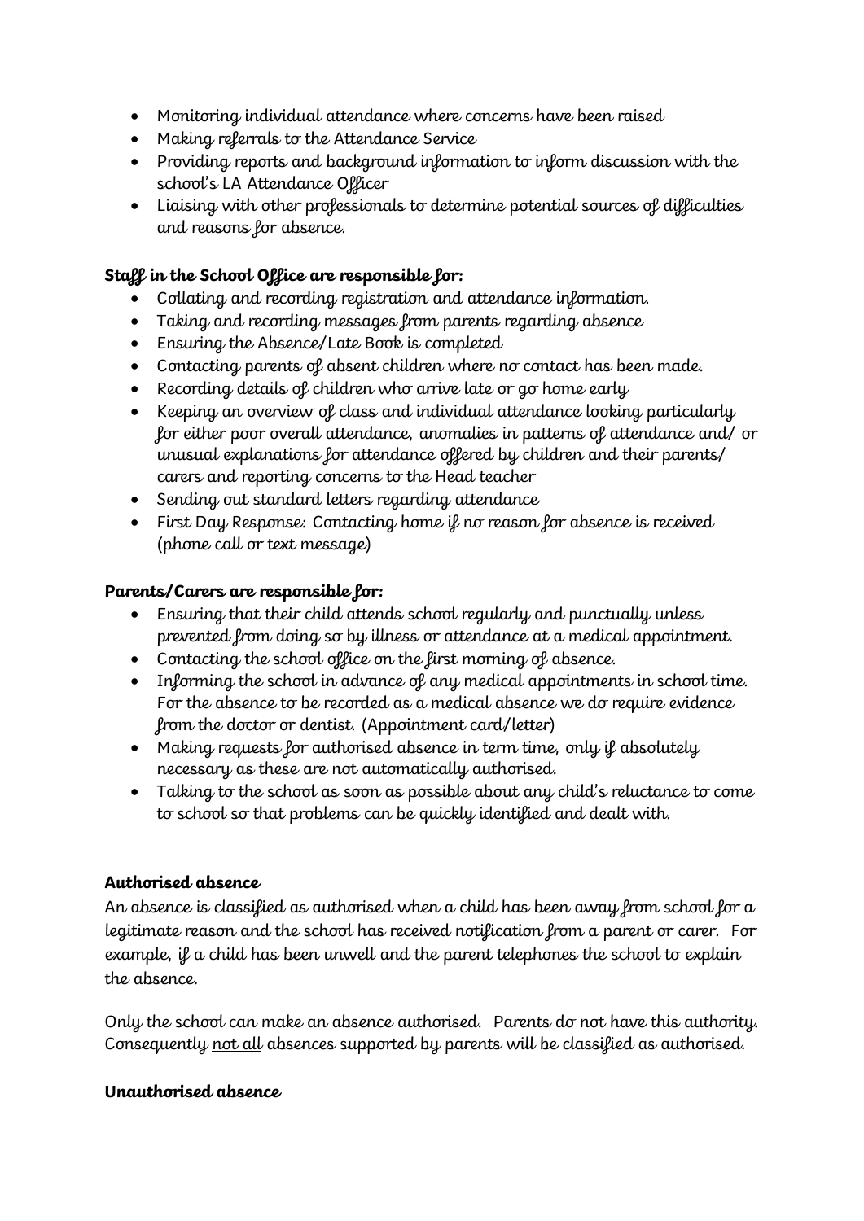- Monitoring individual attendance where concerns have been raised
- Making referrals to the Attendance Service
- Providing reports and background information to inform discussion with the school's LA Attendance Officer
- Liaising with other professionals to determine potential sources of difficulties and reasons for absence.

**Staff in the School Office are responsible for:**

- Collating and recording registration and attendance information.
- Taking and recording messages from parents regarding absence
- Ensuring the Absence/Late Book is completed
- Contacting parents of absent children where no contact has been made.
- Recording details of children who arrive late or go home early
- Keeping an overview of class and individual attendance looking particularly for either poor overall attendance, anomalies in patterns of attendance and/ or unusual explanations for attendance offered by children and their parents/ carers and reporting concerns to the Head teacher
- Sending out standard letters regarding attendance
- First Day Response: Contacting home if no reason for absence is received (phone call or text message)

**Parents/Carers are responsible for:**

- Ensuring that their child attends school regularly and punctually unless prevented from doing so by illness or attendance at a medical appointment.
- Contacting the school office on the first morning of absence.
- Informing the school in advance of any medical appointments in school time. For the absence to be recorded as a medical absence we do require evidence from the doctor or dentist. (Appointment card/letter)
- Making requests for authorised absence in term time, only if absolutely necessary as these are not automatically authorised.
- Talking to the school as soon as possible about any child's reluctance to come to school so that problems can be quickly identified and dealt with.

**Authorised absence**

An absence is classified as authorised when a child has been away from school for a legitimate reason and the school has received notification from a parent or carer. For example, if a child has been unwell and the parent telephones the school to explain the absence.

Only the school can make an absence authorised. Parents do not have this authority. Consequently <u>not all</u> absences supported by parents will be classified as authorised.

**Unauthorised absence**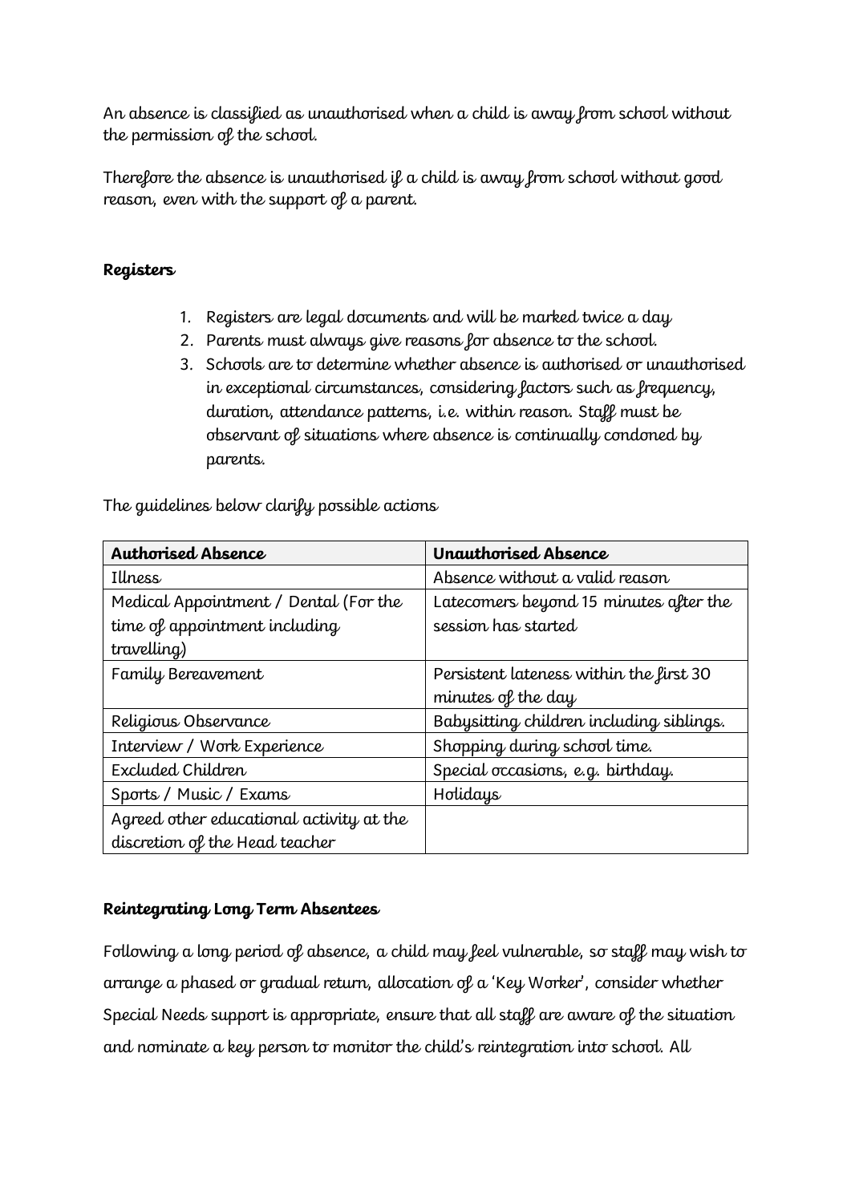An absence is classified as unauthorised when a child is away from school without the permission of the school.

Therefore the absence is unauthorised if a child is away from school without good reason, even with the support of a parent.

**Registers**

1. Registers are legal documents and will be marked twice a day
2. Parents must always give reasons for absence to the school.
3. Schools are to determine whether absence is authorised or unauthorised in exceptional circumstances, considering factors such as frequency, duration, attendance patterns, i.e. within reason. Staff must be observant of situations where absence is continually condoned by parents.

The guidelines below clarify possible actions

| **Authorised Absence** | **Unauthorised Absence** |
|---|---|
| Illness | Absence without a valid reason |
| Medical Appointment / Dental (For the time of appointment including travelling) | Latecomers beyond 15 minutes after the session has started |
| Family Bereavement | Persistent lateness within the first 30 minutes of the day |
| Religious Observance | Babysitting children including siblings. |
| Interview / Work Experience | Shopping during school time. |
| Excluded Children | Special occasions, e.g. birthday. |
| Sports / Music / Exams | Holidays |
| Agreed other educational activity at the discretion of the Head teacher | |

**Reintegrating Long Term Absentees**

Following a long period of absence, a child may feel vulnerable, so staff may wish to arrange a phased or gradual return, allocation of a 'Key Worker', consider whether Special Needs support is appropriate, ensure that all staff are aware of the situation and nominate a key person to monitor the child's reintegration into school. All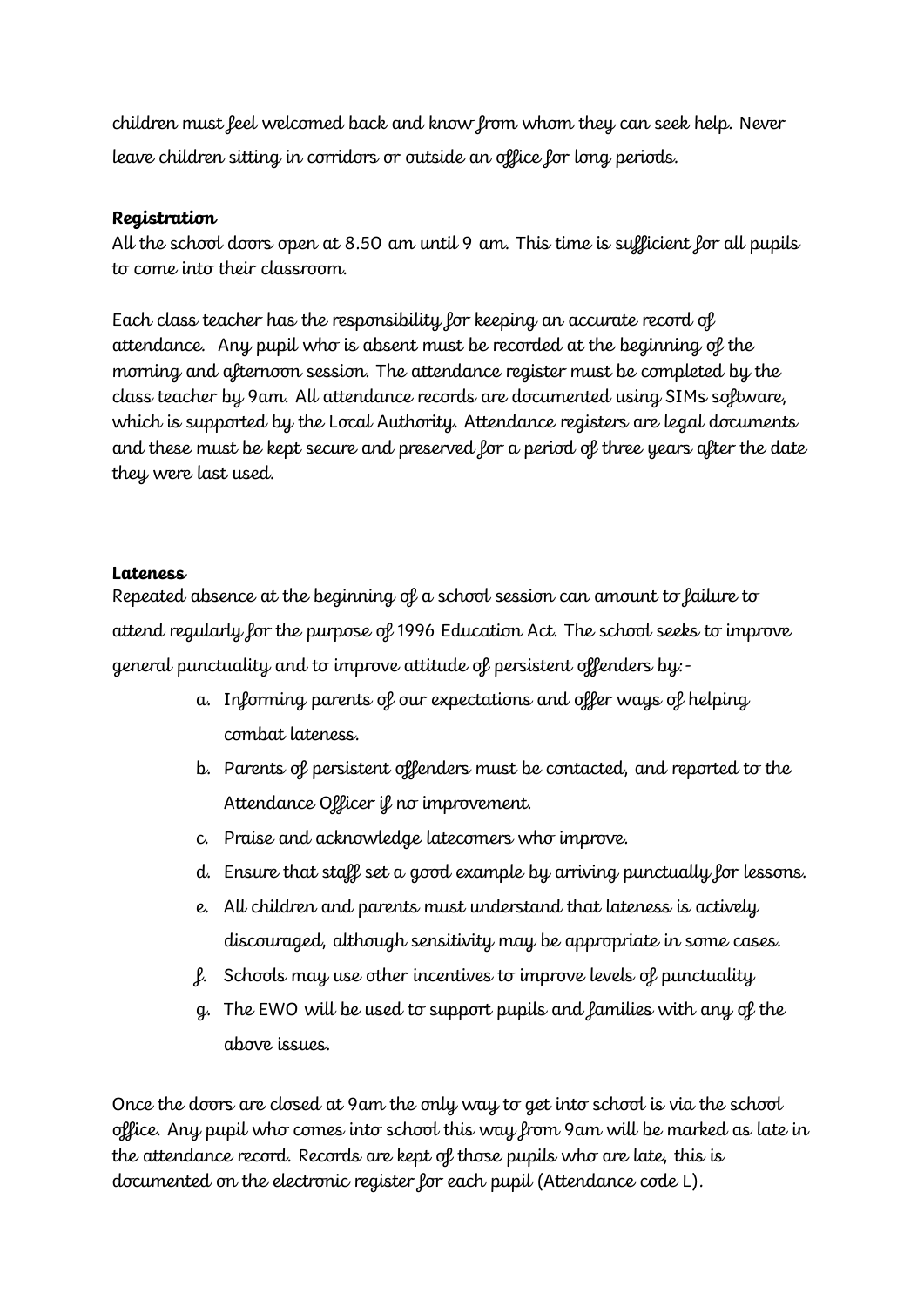children must feel welcomed back and know from whom they can seek help. Never leave children sitting in corridors or outside an office for long periods.

**Registration**

All the school doors open at 8.50 am until 9 am. This time is sufficient for all pupils to come into their classroom.

Each class teacher has the responsibility for keeping an accurate record of attendance. Any pupil who is absent must be recorded at the beginning of the morning and afternoon session. The attendance register must be completed by the class teacher by 9am. All attendance records are documented using SIMs software, which is supported by the Local Authority. Attendance registers are legal documents and these must be kept secure and preserved for a period of three years after the date they were last used.

**Lateness**

Repeated absence at the beginning of a school session can amount to failure to attend regularly for the purpose of 1996 Education Act. The school seeks to improve general punctuality and to improve attitude of persistent offenders by:-

a. Informing parents of our expectations and offer ways of helping combat lateness.
b. Parents of persistent offenders must be contacted, and reported to the Attendance Officer if no improvement.
c. Praise and acknowledge latecomers who improve.
d. Ensure that staff set a good example by arriving punctually for lessons.
e. All children and parents must understand that lateness is actively discouraged, although sensitivity may be appropriate in some cases.
f. Schools may use other incentives to improve levels of punctuality
g. The EWO will be used to support pupils and families with any of the above issues.

Once the doors are closed at 9am the only way to get into school is via the school office. Any pupil who comes into school this way from 9am will be marked as late in the attendance record. Records are kept of those pupils who are late, this is documented on the electronic register for each pupil (Attendance code L).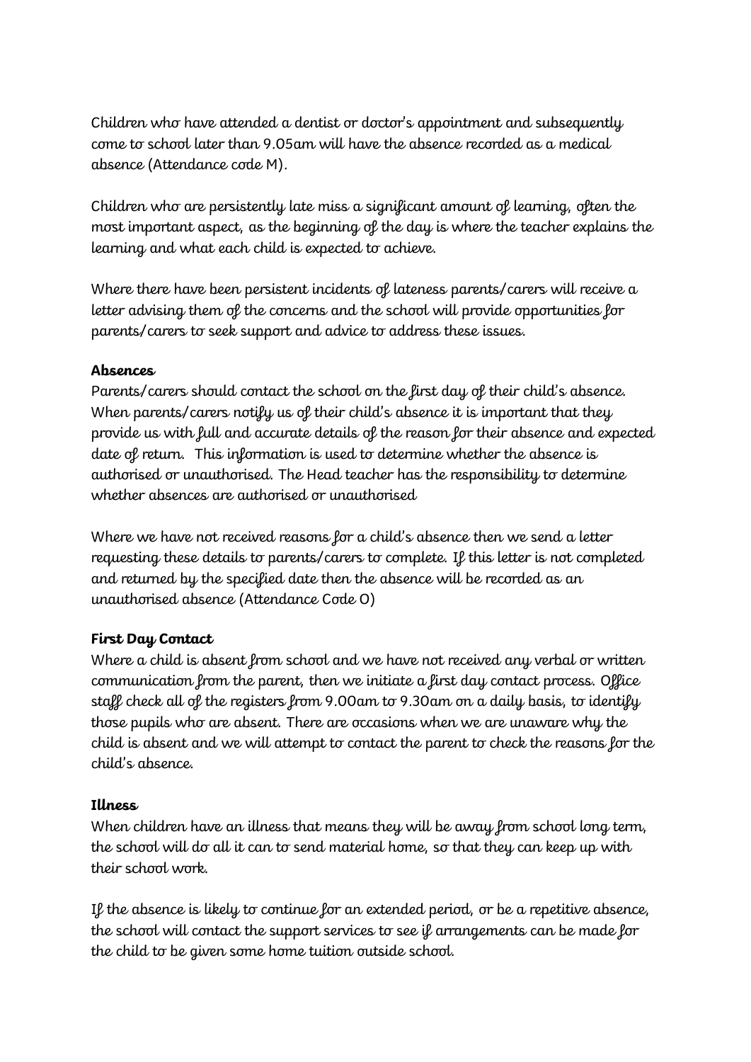Children who have attended a dentist or doctor's appointment and subsequently come to school later than 9.05am will have the absence recorded as a medical absence (Attendance code M).

Children who are persistently late miss a significant amount of learning, often the most important aspect, as the beginning of the day is where the teacher explains the learning and what each child is expected to achieve.

Where there have been persistent incidents of lateness parents/carers will receive a letter advising them of the concerns and the school will provide opportunities for parents/carers to seek support and advice to address these issues.

**Absences**

Parents/carers should contact the school on the first day of their child's absence. When parents/carers notify us of their child's absence it is important that they provide us with full and accurate details of the reason for their absence and expected date of return. This information is used to determine whether the absence is authorised or unauthorised. The Head teacher has the responsibility to determine whether absences are authorised or unauthorised

Where we have not received reasons for a child's absence then we send a letter requesting these details to parents/carers to complete. If this letter is not completed and returned by the specified date then the absence will be recorded as an unauthorised absence (Attendance Code O)

**First Day Contact**

Where a child is absent from school and we have not received any verbal or written communication from the parent, then we initiate a first day contact process. Office staff check all of the registers from 9.00am to 9.30am on a daily basis, to identify those pupils who are absent. There are occasions when we are unaware why the child is absent and we will attempt to contact the parent to check the reasons for the child's absence.

**Illness**

When children have an illness that means they will be away from school long term, the school will do all it can to send material home, so that they can keep up with their school work.

If the absence is likely to continue for an extended period, or be a repetitive absence, the school will contact the support services to see if arrangements can be made for the child to be given some home tuition outside school.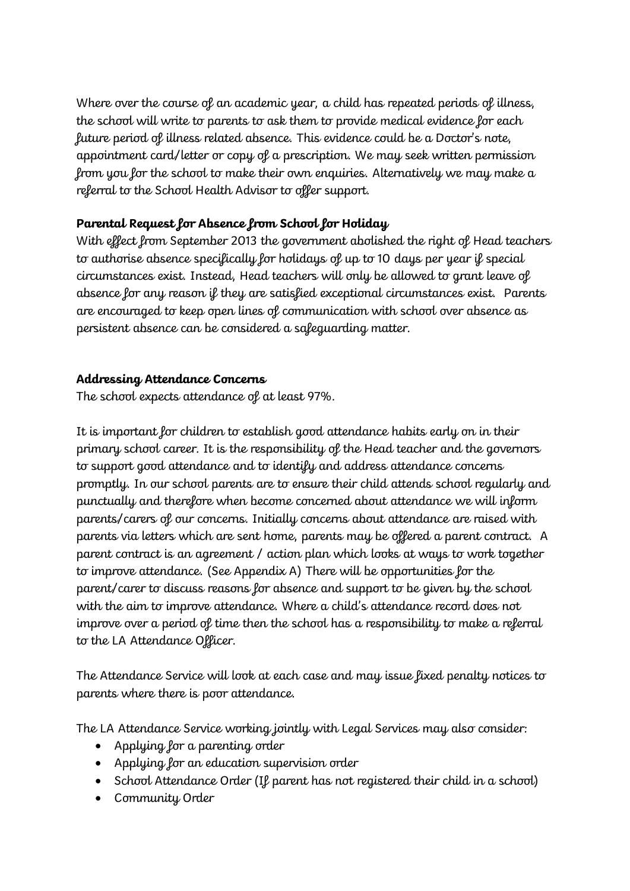Where over the course of an academic year, a child has repeated periods of illness, the school will write to parents to ask them to provide medical evidence for each future period of illness related absence. This evidence could be a Doctor's note, appointment card/letter or copy of a prescription. We may seek written permission from you for the school to make their own enquiries. Alternatively we may make a referral to the School Health Advisor to offer support.

**Parental Request for Absence from School for Holiday**

With effect from September 2013 the government abolished the right of Head teachers to authorise absence specifically for holidays of up to 10 days per year if special circumstances exist. Instead, Head teachers will only be allowed to grant leave of absence for any reason if they are satisfied exceptional circumstances exist. Parents are encouraged to keep open lines of communication with school over absence as persistent absence can be considered a safeguarding matter.

**Addressing Attendance Concerns**

The school expects attendance of at least 97%.

It is important for children to establish good attendance habits early on in their primary school career. It is the responsibility of the Head teacher and the governors to support good attendance and to identify and address attendance concerns promptly. In our school parents are to ensure their child attends school regularly and punctually and therefore when become concerned about attendance we will inform parents/carers of our concerns. Initially concerns about attendance are raised with parents via letters which are sent home, parents may be offered a parent contract. A parent contract is an agreement / action plan which looks at ways to work together to improve attendance. (See Appendix A) There will be opportunities for the parent/carer to discuss reasons for absence and support to be given by the school with the aim to improve attendance. Where a child's attendance record does not improve over a period of time then the school has a responsibility to make a referral to the LA Attendance Officer.

The Attendance Service will look at each case and may issue fixed penalty notices to parents where there is poor attendance.

The LA Attendance Service working jointly with Legal Services may also consider:

- Applying for a parenting order
- Applying for an education supervision order
- School Attendance Order (If parent has not registered their child in a school)
- Community Order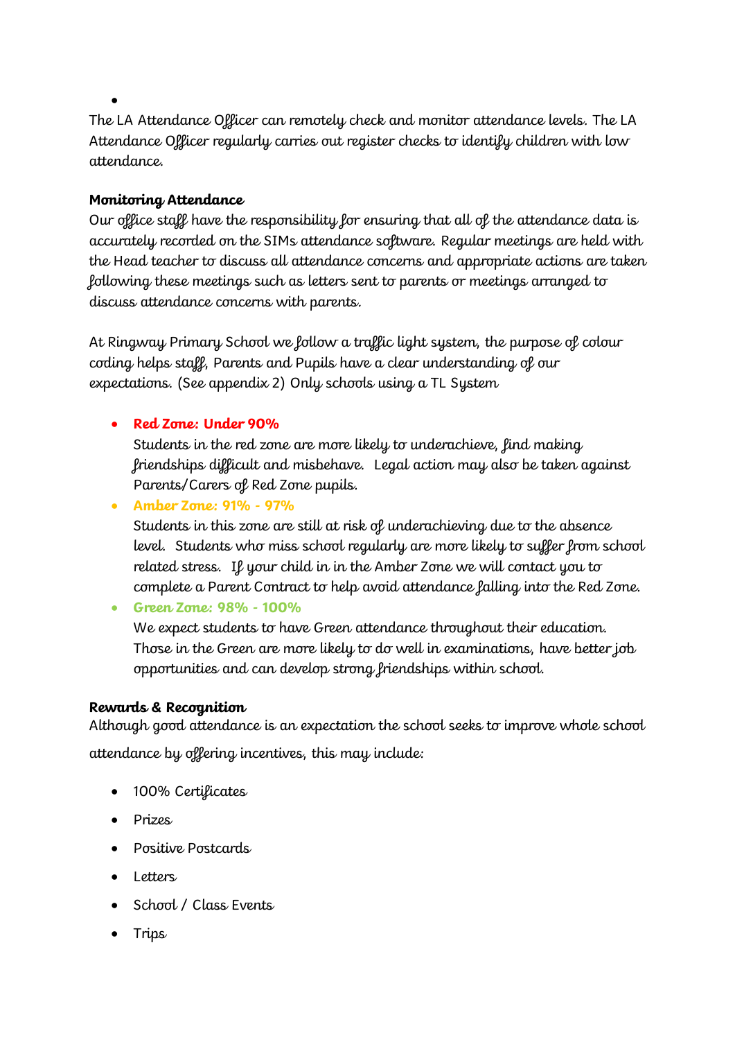- 

The LA Attendance Officer can remotely check and monitor attendance levels. The LA Attendance Officer regularly carries out register checks to identify children with low attendance.

**Monitoring Attendance**

Our office staff have the responsibility for ensuring that all of the attendance data is accurately recorded on the SIMs attendance software. Regular meetings are held with the Head teacher to discuss all attendance concerns and appropriate actions are taken following these meetings such as letters sent to parents or meetings arranged to discuss attendance concerns with parents.

At Ringway Primary School we follow a traffic light system, the purpose of colour coding helps staff, Parents and Pupils have a clear understanding of our expectations. (See appendix 2) Only schools using a TL System

- **Red Zone: Under 90%**
  Students in the red zone are more likely to underachieve, find making friendships difficult and misbehave. Legal action may also be taken against Parents/Carers of Red Zone pupils.
- **Amber Zone: 91% - 97%**
  Students in this zone are still at risk of underachieving due to the absence level. Students who miss school regularly are more likely to suffer from school related stress. If your child in in the Amber Zone we will contact you to complete a Parent Contract to help avoid attendance falling into the Red Zone.
- **Green Zone: 98% - 100%**
  We expect students to have Green attendance throughout their education. Those in the Green are more likely to do well in examinations, have better job opportunities and can develop strong friendships within school.

**Rewards & Recognition**

Although good attendance is an expectation the school seeks to improve whole school attendance by offering incentives, this may include:

- 100% Certificates
- Prizes
- Positive Postcards
- Letters
- School / Class Events
- Trips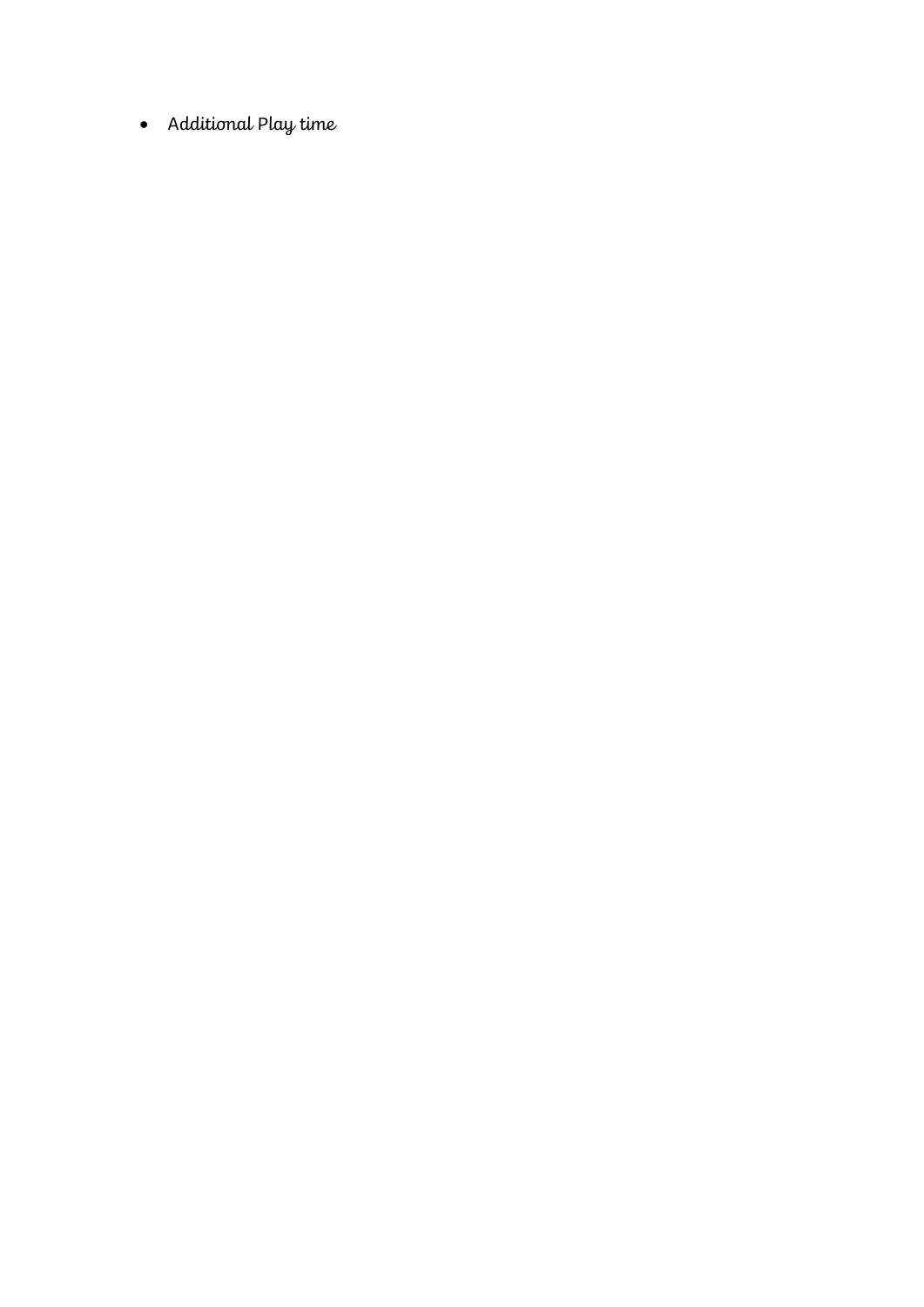- Additional Play time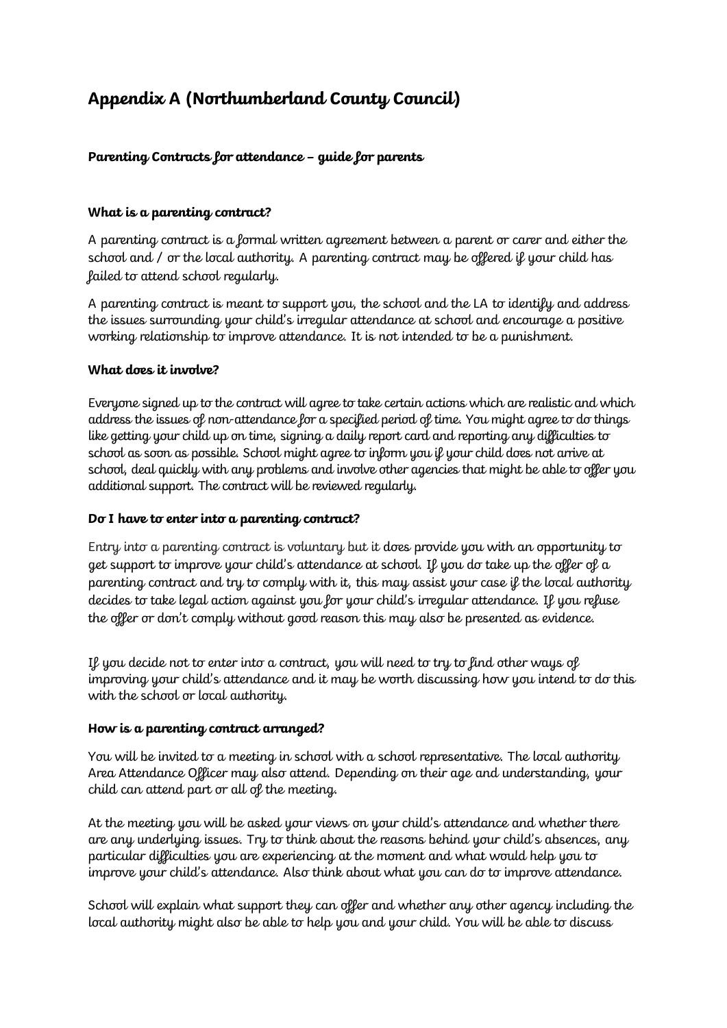## Appendix A (Northumberland County Council)

### Parenting Contracts for attendance – guide for parents

**What is a parenting contract?**

A parenting contract is a formal written agreement between a parent or carer and either the school and / or the local authority. A parenting contract may be offered if your child has failed to attend school regularly.

A parenting contract is meant to support you, the school and the LA to identify and address the issues surrounding your child's irregular attendance at school and encourage a positive working relationship to improve attendance. It is not intended to be a punishment.

**What does it involve?**

Everyone signed up to the contract will agree to take certain actions which are realistic and which address the issues of non-attendance for a specified period of time. You might agree to do things like getting your child up on time, signing a daily report card and reporting any difficulties to school as soon as possible. School might agree to inform you if your child does not arrive at school, deal quickly with any problems and involve other agencies that might be able to offer you additional support. The contract will be reviewed regularly.

**Do I have to enter into a parenting contract?**

Entry into a parenting contract is voluntary but it does provide you with an opportunity to get support to improve your child's attendance at school. If you do take up the offer of a parenting contract and try to comply with it, this may assist your case if the local authority decides to take legal action against you for your child's irregular attendance. If you refuse the offer or don't comply without good reason this may also be presented as evidence.

If you decide not to enter into a contract, you will need to try to find other ways of improving your child's attendance and it may be worth discussing how you intend to do this with the school or local authority.

**How is a parenting contract arranged?**

You will be invited to a meeting in school with a school representative. The local authority Area Attendance Officer may also attend. Depending on their age and understanding, your child can attend part or all of the meeting.

At the meeting you will be asked your views on your child's attendance and whether there are any underlying issues. Try to think about the reasons behind your child's absences, any particular difficulties you are experiencing at the moment and what would help you to improve your child's attendance. Also think about what you can do to improve attendance.

School will explain what support they can offer and whether any other agency including the local authority might also be able to help you and your child. You will be able to discuss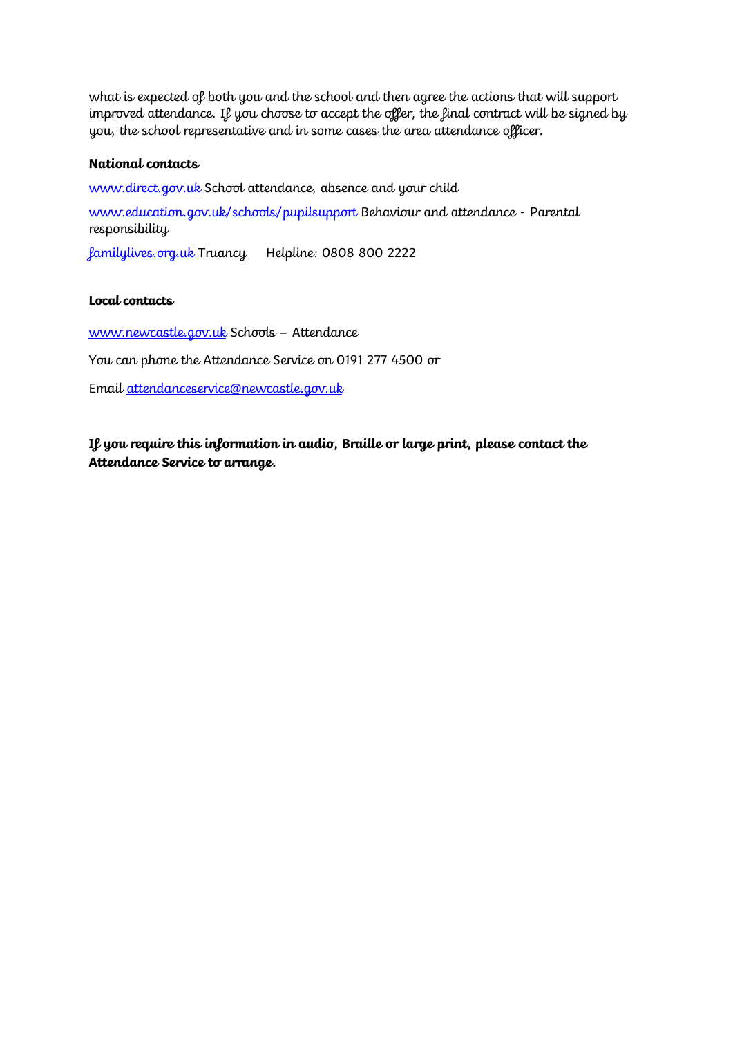what is expected of both you and the school and then agree the actions that will support improved attendance. If you choose to accept the offer, the final contract will be signed by you, the school representative and in some cases the area attendance officer.

**National contacts**

[www.direct.gov.uk](www.direct.gov.uk) School attendance, absence and your child

[www.education.gov.uk/schools/pupilsupport](www.education.gov.uk/schools/pupilsupport) Behaviour and attendance - Parental responsibility

[familylives.org.uk](familylives.org.uk) Truancy Helpline: 0808 800 2222

**Local contacts**

[www.newcastle.gov.uk](www.newcastle.gov.uk) Schools – Attendance

You can phone the Attendance Service on 0191 277 4500 or

Email [attendanceservice@newcastle.gov.uk](mailto:attendanceservice@newcastle.gov.uk)

***If you require this information in audio, Braille or large print, please contact the Attendance Service to arrange.***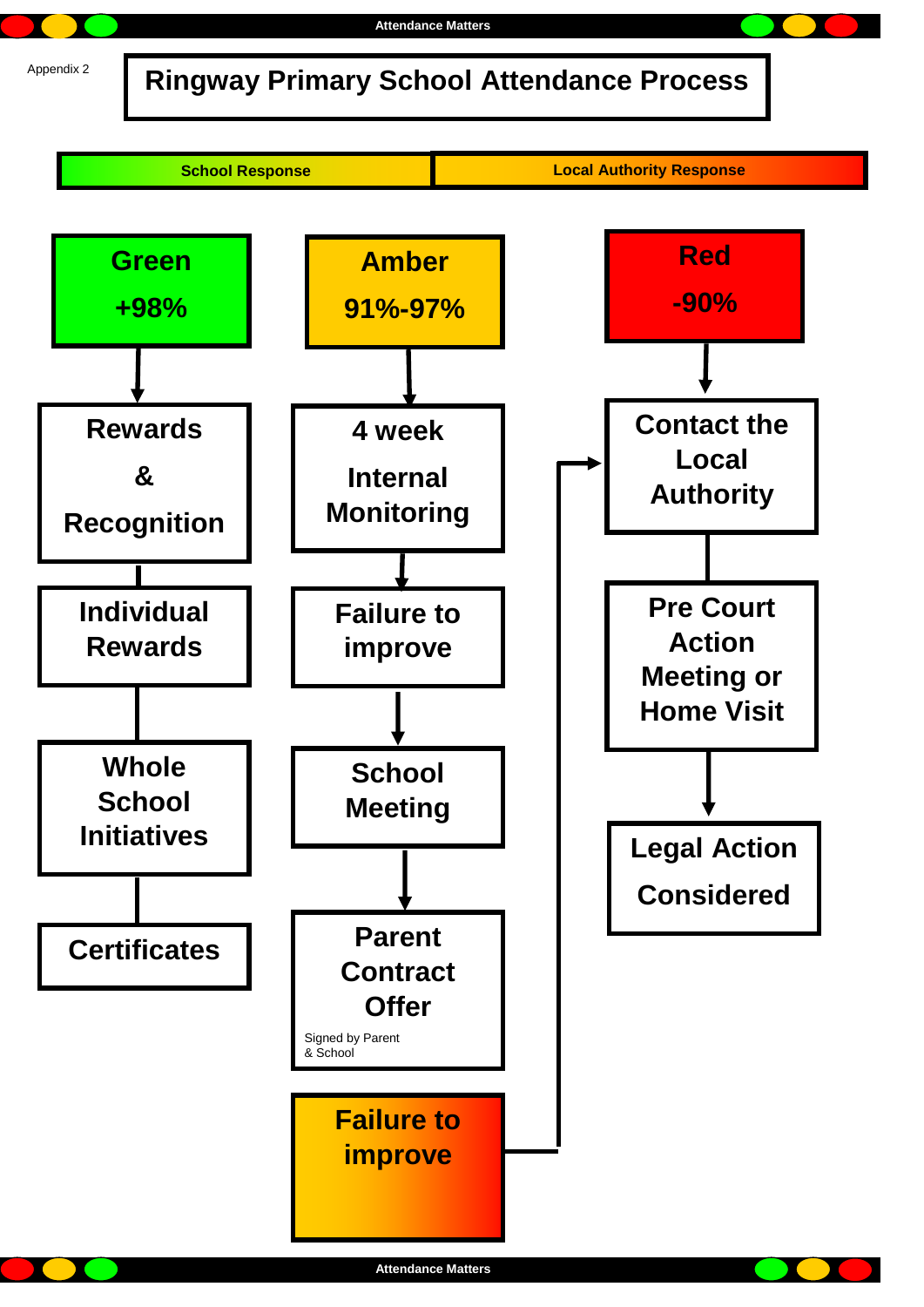Appendix 2

# Ringway Primary School Attendance Process

School Response | Local Authority Response

**Green**
**+98%**

Rewards & Recognition

Individual Rewards

Whole School Initiatives

Certificates

**Amber**
**91%-97%**

4 week Internal Monitoring

Failure to improve

School Meeting

Parent Contract Offer
Signed by Parent & School

Failure to improve

**Red**
**-90%**

Contact the Local Authority

Pre Court Action Meeting or Home Visit

Legal Action Considered